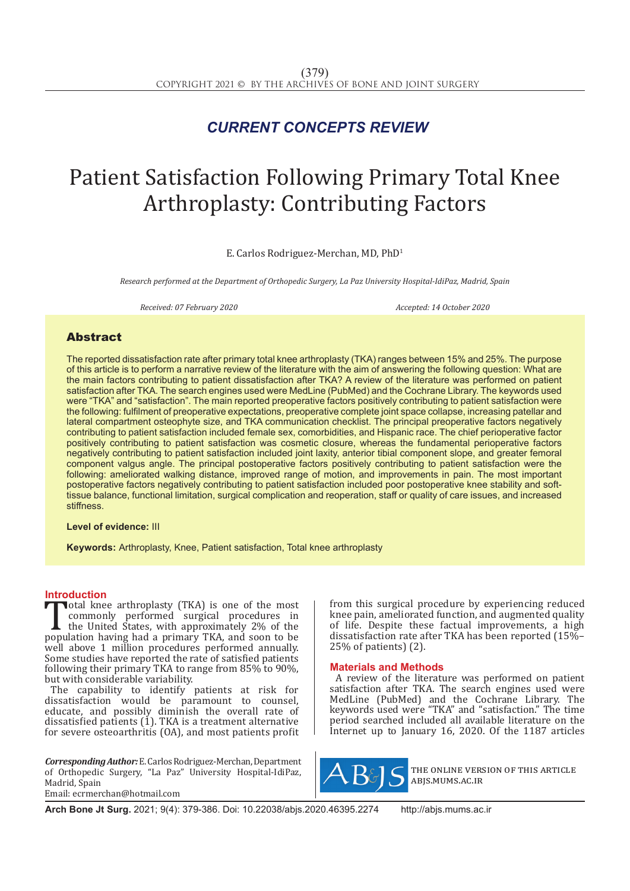*CURRENT CONCEPTS REVIEW*

# Patient Satisfaction Following Primary Total Knee Arthroplasty: Contributing Factors

E. Carlos Rodriguez-Merchan, MD, PhD[1]

*Research performed at the Department of Orthopedic Surgery, La Paz University Hospital-IdiPaz, Madrid, Spain*

*Received: 07 February 2020* *Accepted: 14 October 2020*

## Abstract

The reported dissatisfaction rate after primary total knee arthroplasty (TKA) ranges between 15% and 25%. The purpose of this article is to perform a narrative review of the literature with the aim of answering the following question: What are the main factors contributing to patient dissatisfaction after TKA? A review of the literature was performed on patient satisfaction after TKA. The search engines used were MedLine (PubMed) and the Cochrane Library. The keywords used were "TKA" and "satisfaction". The main reported preoperative factors positively contributing to patient satisfaction were the following: fulfilment of preoperative expectations, preoperative complete joint space collapse, increasing patellar and lateral compartment osteophyte size, and TKA communication checklist. The principal preoperative factors negatively contributing to patient satisfaction included female sex, comorbidities, and Hispanic race. The chief perioperative factor positively contributing to patient satisfaction was cosmetic closure, whereas the fundamental perioperative factors negatively contributing to patient satisfaction included joint laxity, anterior tibial component slope, and greater femoral component valgus angle. The principal postoperative factors positively contributing to patient satisfaction were the following: ameliorated walking distance, improved range of motion, and improvements in pain. The most important postoperative factors negatively contributing to patient satisfaction included poor postoperative knee stability and soft-tissue balance, functional limitation, surgical complication and reoperation, staff or quality of care issues, and increased stiffness.

**Level of evidence:** III

**Keywords:** Arthroplasty, Knee, Patient satisfaction, Total knee arthroplasty

## Introduction

Total knee arthroplasty (TKA) is one of the most commonly performed surgical procedures in the United States, with approximately 2% of the population having had a primary TKA, and soon to be well above 1 million procedures performed annually. Some studies have reported the rate of satisfied patients following their primary TKA to range from 85% to 90%, but with considerable variability.

The capability to identify patients at risk for dissatisfaction would be paramount to counsel, educate, and possibly diminish the overall rate of dissatisfied patients (1). TKA is a treatment alternative for severe osteoarthritis (OA), and most patients profit from this surgical procedure by experiencing reduced knee pain, ameliorated function, and augmented quality of life. Despite these factual improvements, a high dissatisfaction rate after TKA has been reported (15%–25% of patients) (2).

## Materials and Methods

A review of the literature was performed on patient satisfaction after TKA. The search engines used were MedLine (PubMed) and the Cochrane Library. The keywords used were "TKA" and "satisfaction." The time period searched included all available literature on the Internet up to January 16, 2020. Of the 1187 articles

***Corresponding Author:*** E. Carlos Rodriguez-Merchan, Department of Orthopedic Surgery, "La Paz" University Hospital-IdiPaz, Madrid, Spain
Email: ecrmerchan@hotmail.com

THE ONLINE VERSION OF THIS ARTICLE ABJS.MUMS.AC.IR

**Arch Bone Jt Surg.** 2021; 9(4): 379-386. Doi: 10.22038/abjs.2020.46395.2274 http://abjs.mums.ac.ir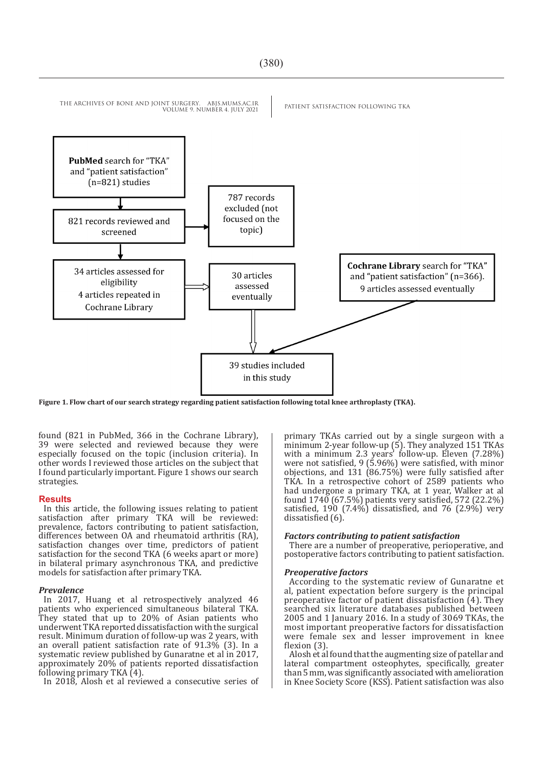PubMed search for "TKA" and "patient satisfaction" (n=821) studies

821 records reviewed and screened

787 records excluded (not focused on the topic)

34 articles assessed for eligibility
4 articles repeated in Cochrane Library

30 articles assessed eventually

Cochrane Library search for "TKA" and "patient satisfaction" (n=366).
9 articles assessed eventually

39 studies included in this study

**Figure 1. Flow chart of our search strategy regarding patient satisfaction following total knee arthroplasty (TKA).**

found (821 in PubMed, 366 in the Cochrane Library), 39 were selected and reviewed because they were especially focused on the topic (inclusion criteria). In other words I reviewed those articles on the subject that I found particularly important. Figure 1 shows our search strategies.

## Results

In this article, the following issues relating to patient satisfaction after primary TKA will be reviewed: prevalence, factors contributing to patient satisfaction, differences between OA and rheumatoid arthritis (RA), satisfaction changes over time, predictors of patient satisfaction for the second TKA (6 weeks apart or more) in bilateral primary asynchronous TKA, and predictive models for satisfaction after primary TKA.

### *Prevalence*

In 2017, Huang et al retrospectively analyzed 46 patients who experienced simultaneous bilateral TKA. They stated that up to 20% of Asian patients who underwent TKA reported dissatisfaction with the surgical result. Minimum duration of follow-up was 2 years, with an overall patient satisfaction rate of 91.3% (3). In a systematic review published by Gunaratne et al in 2017, approximately 20% of patients reported dissatisfaction following primary TKA (4).

In 2018, Alosh et al reviewed a consecutive series of primary TKAs carried out by a single surgeon with a minimum 2-year follow-up (5). They analyzed 151 TKAs with a minimum 2.3 years' follow-up. Eleven (7.28%) were not satisfied, 9 (5.96%) were satisfied, with minor objections, and 131 (86.75%) were fully satisfied after TKA. In a retrospective cohort of 2589 patients who had undergone a primary TKA, at 1 year, Walker at al found 1740 (67.5%) patients very satisfied, 572 (22.2%) satisfied, 190 (7.4%) dissatisfied, and 76 (2.9%) very dissatisfied (6).

### *Factors contributing to patient satisfaction*

There are a number of preoperative, perioperative, and postoperative factors contributing to patient satisfaction.

### *Preoperative factors*

According to the systematic review of Gunaratne et al, patient expectation before surgery is the principal preoperative factor of patient dissatisfaction (4). They searched six literature databases published between 2005 and 1 January 2016. In a study of 3069 TKAs, the most important preoperative factors for dissatisfaction were female sex and lesser improvement in knee flexion (3).

Alosh et al found that the augmenting size of patellar and lateral compartment osteophytes, specifically, greater than 5 mm, was significantly associated with amelioration in Knee Society Score (KSS). Patient satisfaction was also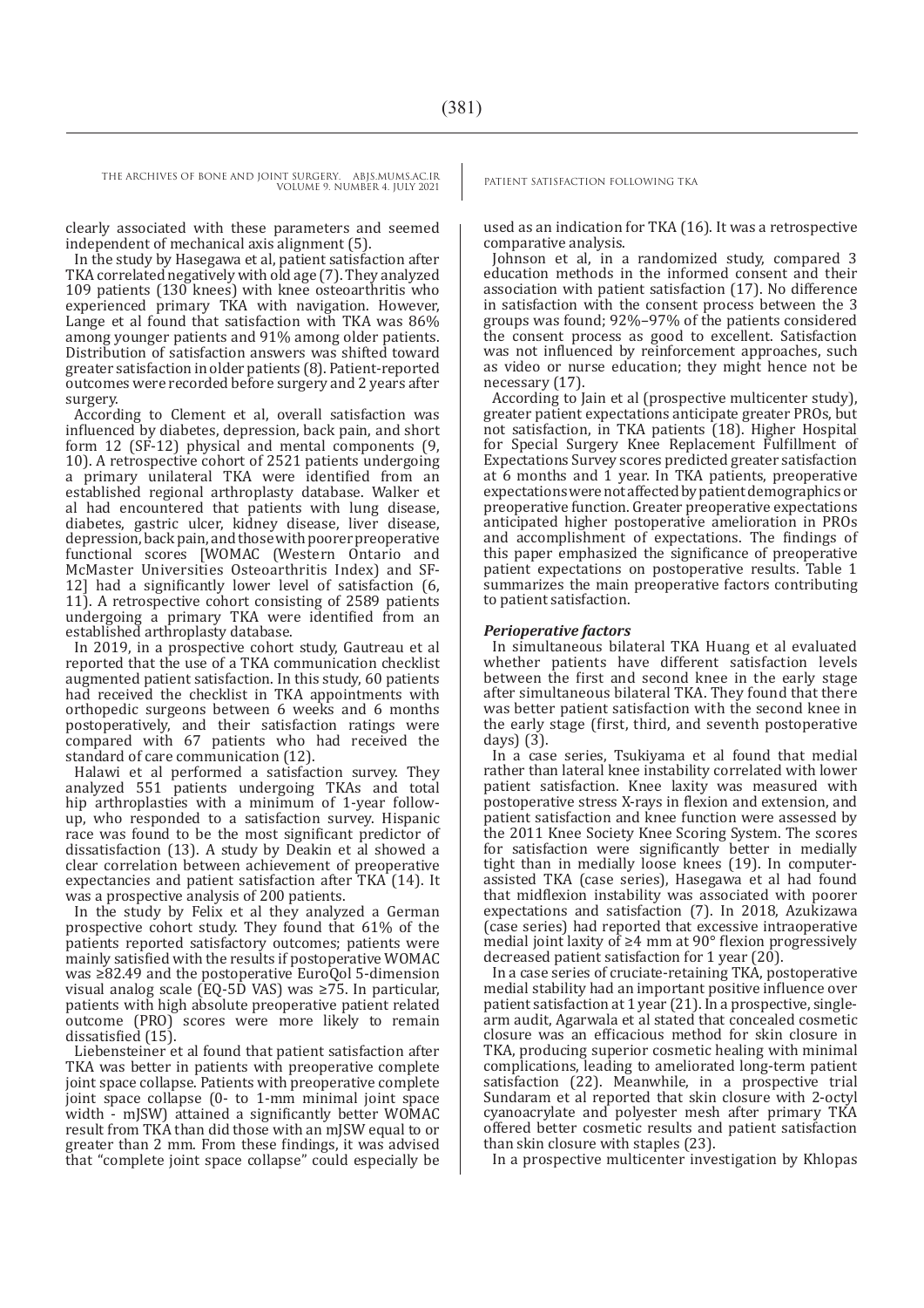clearly associated with these parameters and seemed independent of mechanical axis alignment (5).

In the study by Hasegawa et al, patient satisfaction after TKA correlated negatively with old age (7). They analyzed 109 patients (130 knees) with knee osteoarthritis who experienced primary TKA with navigation. However, Lange et al found that satisfaction with TKA was 86% among younger patients and 91% among older patients. Distribution of satisfaction answers was shifted toward greater satisfaction in older patients (8). Patient-reported outcomes were recorded before surgery and 2 years after surgery.

According to Clement et al, overall satisfaction was influenced by diabetes, depression, back pain, and short form 12 (SF-12) physical and mental components (9, 10). A retrospective cohort of 2521 patients undergoing a primary unilateral TKA were identified from an established regional arthroplasty database. Walker et al had encountered that patients with lung disease, diabetes, gastric ulcer, kidney disease, liver disease, depression, back pain, and those with poorer preoperative functional scores [WOMAC (Western Ontario and McMaster Universities Osteoarthritis Index) and SF-12] had a significantly lower level of satisfaction (6, 11). A retrospective cohort consisting of 2589 patients undergoing a primary TKA were identified from an established arthroplasty database.

In 2019, in a prospective cohort study, Gautreau et al reported that the use of a TKA communication checklist augmented patient satisfaction. In this study, 60 patients had received the checklist in TKA appointments with orthopedic surgeons between 6 weeks and 6 months postoperatively, and their satisfaction ratings were compared with 67 patients who had received the standard of care communication (12).

Halawi et al performed a satisfaction survey. They analyzed 551 patients undergoing TKAs and total hip arthroplasties with a minimum of 1-year follow-up, who responded to a satisfaction survey. Hispanic race was found to be the most significant predictor of dissatisfaction (13). A study by Deakin et al showed a clear correlation between achievement of preoperative expectancies and patient satisfaction after TKA (14). It was a prospective analysis of 200 patients.

In the study by Felix et al they analyzed a German prospective cohort study. They found that 61% of the patients reported satisfactory outcomes; patients were mainly satisfied with the results if postoperative WOMAC was ≥82.49 and the postoperative EuroQol 5-dimension visual analog scale (EQ-5D VAS) was ≥75. In particular, patients with high absolute preoperative patient related outcome (PRO) scores were more likely to remain dissatisfied (15).

Liebensteiner et al found that patient satisfaction after TKA was better in patients with preoperative complete joint space collapse. Patients with preoperative complete joint space collapse (0- to 1-mm minimal joint space width - mJSW) attained a significantly better WOMAC result from TKA than did those with an mJSW equal to or greater than 2 mm. From these findings, it was advised that "complete joint space collapse" could especially be used as an indication for TKA (16). It was a retrospective comparative analysis.

Johnson et al, in a randomized study, compared 3 education methods in the informed consent and their association with patient satisfaction (17). No difference in satisfaction with the consent process between the 3 groups was found; 92%–97% of the patients considered the consent process as good to excellent. Satisfaction was not influenced by reinforcement approaches, such as video or nurse education; they might hence not be necessary (17).

According to Jain et al (prospective multicenter study), greater patient expectations anticipate greater PROs, but not satisfaction, in TKA patients (18). Higher Hospital for Special Surgery Knee Replacement Fulfillment of Expectations Survey scores predicted greater satisfaction at 6 months and 1 year. In TKA patients, preoperative expectations were not affected by patient demographics or preoperative function. Greater preoperative expectations anticipated higher postoperative amelioration in PROs and accomplishment of expectations. The findings of this paper emphasized the significance of preoperative patient expectations on postoperative results. Table 1 summarizes the main preoperative factors contributing to patient satisfaction.

### *Perioperative factors*

In simultaneous bilateral TKA Huang et al evaluated whether patients have different satisfaction levels between the first and second knee in the early stage after simultaneous bilateral TKA. They found that there was better patient satisfaction with the second knee in the early stage (first, third, and seventh postoperative days) (3).

In a case series, Tsukiyama et al found that medial rather than lateral knee instability correlated with lower patient satisfaction. Knee laxity was measured with postoperative stress X-rays in flexion and extension, and patient satisfaction and knee function were assessed by the 2011 Knee Society Knee Scoring System. The scores for satisfaction were significantly better in medially tight than in medially loose knees (19). In computer-assisted TKA (case series), Hasegawa et al had found that midflexion instability was associated with poorer expectations and satisfaction (7). In 2018, Azukizawa (case series) had reported that excessive intraoperative medial joint laxity of ≥4 mm at 90° flexion progressively decreased patient satisfaction for 1 year (20).

In a case series of cruciate-retaining TKA, postoperative medial stability had an important positive influence over patient satisfaction at 1 year (21). In a prospective, single-arm audit, Agarwala et al stated that concealed cosmetic closure was an efficacious method for skin closure in TKA, producing superior cosmetic healing with minimal complications, leading to ameliorated long-term patient satisfaction (22). Meanwhile, in a prospective trial Sundaram et al reported that skin closure with 2-octyl cyanoacrylate and polyester mesh after primary TKA offered better cosmetic results and patient satisfaction than skin closure with staples (23).

In a prospective multicenter investigation by Khlopas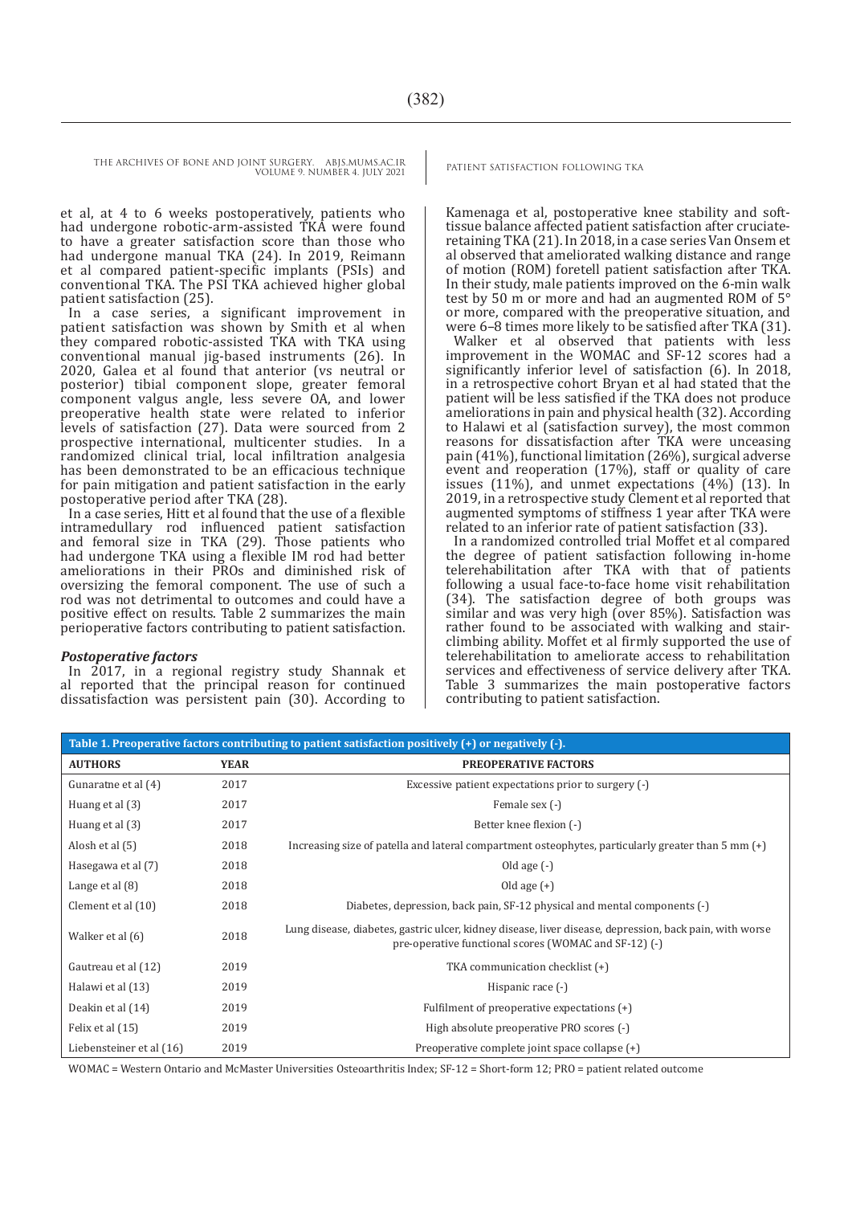et al, at 4 to 6 weeks postoperatively, patients who had undergone robotic-arm-assisted TKA were found to have a greater satisfaction score than those who had undergone manual TKA (24). In 2019, Reimann et al compared patient-specific implants (PSIs) and conventional TKA. The PSI TKA achieved higher global patient satisfaction (25).

In a case series, a significant improvement in patient satisfaction was shown by Smith et al when they compared robotic-assisted TKA with TKA using conventional manual jig-based instruments (26). In 2020, Galea et al found that anterior (vs neutral or posterior) tibial component slope, greater femoral component valgus angle, less severe OA, and lower preoperative health state were related to inferior levels of satisfaction (27). Data were sourced from 2 prospective international, multicenter studies. In a randomized clinical trial, local infiltration analgesia has been demonstrated to be an efficacious technique for pain mitigation and patient satisfaction in the early postoperative period after TKA (28).

In a case series, Hitt et al found that the use of a flexible intramedullary rod influenced patient satisfaction and femoral size in TKA (29). Those patients who had undergone TKA using a flexible IM rod had better ameliorations in their PROs and diminished risk of oversizing the femoral component. The use of such a rod was not detrimental to outcomes and could have a positive effect on results. Table 2 summarizes the main perioperative factors contributing to patient satisfaction.

### *Postoperative factors*

In 2017, in a regional registry study Shannak et al reported that the principal reason for continued dissatisfaction was persistent pain (30). According to Kamenaga et al, postoperative knee stability and soft-tissue balance affected patient satisfaction after cruciate-retaining TKA (21). In 2018, in a case series Van Onsem et al observed that ameliorated walking distance and range of motion (ROM) foretell patient satisfaction after TKA. In their study, male patients improved on the 6-min walk test by 50 m or more and had an augmented ROM of 5° or more, compared with the preoperative situation, and were 6–8 times more likely to be satisfied after TKA (31).

Walker et al observed that patients with less improvement in the WOMAC and SF-12 scores had a significantly inferior level of satisfaction (6). In 2018, in a retrospective cohort Bryan et al had stated that the patient will be less satisfied if the TKA does not produce ameliorations in pain and physical health (32). According to Halawi et al (satisfaction survey), the most common reasons for dissatisfaction after TKA were unceasing pain (41%), functional limitation (26%), surgical adverse event and reoperation (17%), staff or quality of care issues (11%), and unmet expectations (4%) (13). In 2019, in a retrospective study Clement et al reported that augmented symptoms of stiffness 1 year after TKA were related to an inferior rate of patient satisfaction (33).

In a randomized controlled trial Moffet et al compared the degree of patient satisfaction following in-home telerehabilitation after TKA with that of patients following a usual face-to-face home visit rehabilitation (34). The satisfaction degree of both groups was similar and was very high (over 85%). Satisfaction was rather found to be associated with walking and stair-climbing ability. Moffet et al firmly supported the use of telerehabilitation to ameliorate access to rehabilitation services and effectiveness of service delivery after TKA. Table 3 summarizes the main postoperative factors contributing to patient satisfaction.

**Table 1. Preoperative factors contributing to patient satisfaction positively (+) or negatively (-).**

| AUTHORS | YEAR | PREOPERATIVE FACTORS |
|---|---|---|
| Gunaratne et al (4) | 2017 | Excessive patient expectations prior to surgery (-) |
| Huang et al (3) | 2017 | Female sex (-) |
| Huang et al (3) | 2017 | Better knee flexion (-) |
| Alosh et al (5) | 2018 | Increasing size of patella and lateral compartment osteophytes, particularly greater than 5 mm (+) |
| Hasegawa et al (7) | 2018 | Old age (-) |
| Lange et al (8) | 2018 | Old age (+) |
| Clement et al (10) | 2018 | Diabetes, depression, back pain, SF-12 physical and mental components (-) |
| Walker et al (6) | 2018 | Lung disease, diabetes, gastric ulcer, kidney disease, liver disease, depression, back pain, with worse pre-operative functional scores (WOMAC and SF-12) (-) |
| Gautreau et al (12) | 2019 | TKA communication checklist (+) |
| Halawi et al (13) | 2019 | Hispanic race (-) |
| Deakin et al (14) | 2019 | Fulfilment of preoperative expectations (+) |
| Felix et al (15) | 2019 | High absolute preoperative PRO scores (-) |
| Liebensteiner et al (16) | 2019 | Preoperative complete joint space collapse (+) |

WOMAC = Western Ontario and McMaster Universities Osteoarthritis Index; SF-12 = Short-form 12; PRO = patient related outcome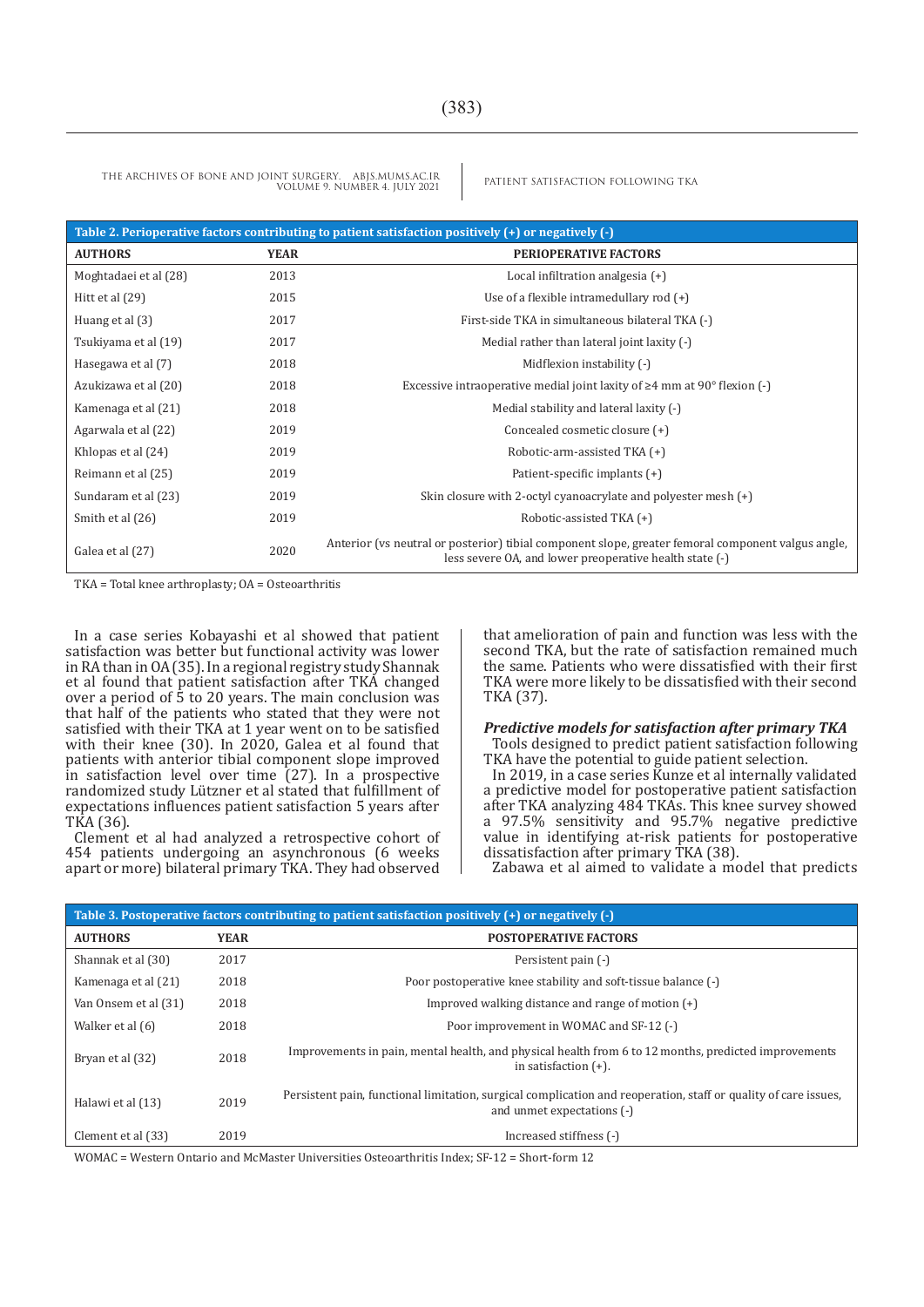**Table 2. Perioperative factors contributing to patient satisfaction positively (+) or negatively (-)**

| AUTHORS | YEAR | PERIOPERATIVE FACTORS |
|---|---|---|
| Moghtadaei et al (28) | 2013 | Local infiltration analgesia (+) |
| Hitt et al (29) | 2015 | Use of a flexible intramedullary rod (+) |
| Huang et al (3) | 2017 | First-side TKA in simultaneous bilateral TKA (-) |
| Tsukiyama et al (19) | 2017 | Medial rather than lateral joint laxity (-) |
| Hasegawa et al (7) | 2018 | Midflexion instability (-) |
| Azukizawa et al (20) | 2018 | Excessive intraoperative medial joint laxity of ≥4 mm at 90° flexion (-) |
| Kamenaga et al (21) | 2018 | Medial stability and lateral laxity (-) |
| Agarwala et al (22) | 2019 | Concealed cosmetic closure (+) |
| Khlopas et al (24) | 2019 | Robotic-arm-assisted TKA (+) |
| Reimann et al (25) | 2019 | Patient-specific implants (+) |
| Sundaram et al (23) | 2019 | Skin closure with 2-octyl cyanoacrylate and polyester mesh (+) |
| Smith et al (26) | 2019 | Robotic-assisted TKA (+) |
| Galea et al (27) | 2020 | Anterior (vs neutral or posterior) tibial component slope, greater femoral component valgus angle, less severe OA, and lower preoperative health state (-) |

TKA = Total knee arthroplasty; OA = Osteoarthritis

In a case series Kobayashi et al showed that patient satisfaction was better but functional activity was lower in RA than in OA (35). In a regional registry study Shannak et al found that patient satisfaction after TKA changed over a period of 5 to 20 years. The main conclusion was that half of the patients who stated that they were not satisfied with their TKA at 1 year went on to be satisfied with their knee (30). In 2020, Galea et al found that patients with anterior tibial component slope improved in satisfaction level over time (27). In a prospective randomized study Lützner et al stated that fulfillment of expectations influences patient satisfaction 5 years after TKA (36).

Clement et al had analyzed a retrospective cohort of 454 patients undergoing an asynchronous (6 weeks apart or more) bilateral primary TKA. They had observed that amelioration of pain and function was less with the second TKA, but the rate of satisfaction remained much the same. Patients who were dissatisfied with their first TKA were more likely to be dissatisfied with their second TKA (37).

### *Predictive models for satisfaction after primary TKA*

Tools designed to predict patient satisfaction following TKA have the potential to guide patient selection.

In 2019, in a case series Kunze et al internally validated a predictive model for postoperative patient satisfaction after TKA analyzing 484 TKAs. This knee survey showed a 97.5% sensitivity and 95.7% negative predictive value in identifying at-risk patients for postoperative dissatisfaction after primary TKA (38).

Zabawa et al aimed to validate a model that predicts

**Table 3. Postoperative factors contributing to patient satisfaction positively (+) or negatively (-)**

| AUTHORS | YEAR | POSTOPERATIVE FACTORS |
|---|---|---|
| Shannak et al (30) | 2017 | Persistent pain (-) |
| Kamenaga et al (21) | 2018 | Poor postoperative knee stability and soft-tissue balance (-) |
| Van Onsem et al (31) | 2018 | Improved walking distance and range of motion (+) |
| Walker et al (6) | 2018 | Poor improvement in WOMAC and SF-12 (-) |
| Bryan et al (32) | 2018 | Improvements in pain, mental health, and physical health from 6 to 12 months, predicted improvements in satisfaction (+). |
| Halawi et al (13) | 2019 | Persistent pain, functional limitation, surgical complication and reoperation, staff or quality of care issues, and unmet expectations (-) |
| Clement et al (33) | 2019 | Increased stiffness (-) |

WOMAC = Western Ontario and McMaster Universities Osteoarthritis Index; SF-12 = Short-form 12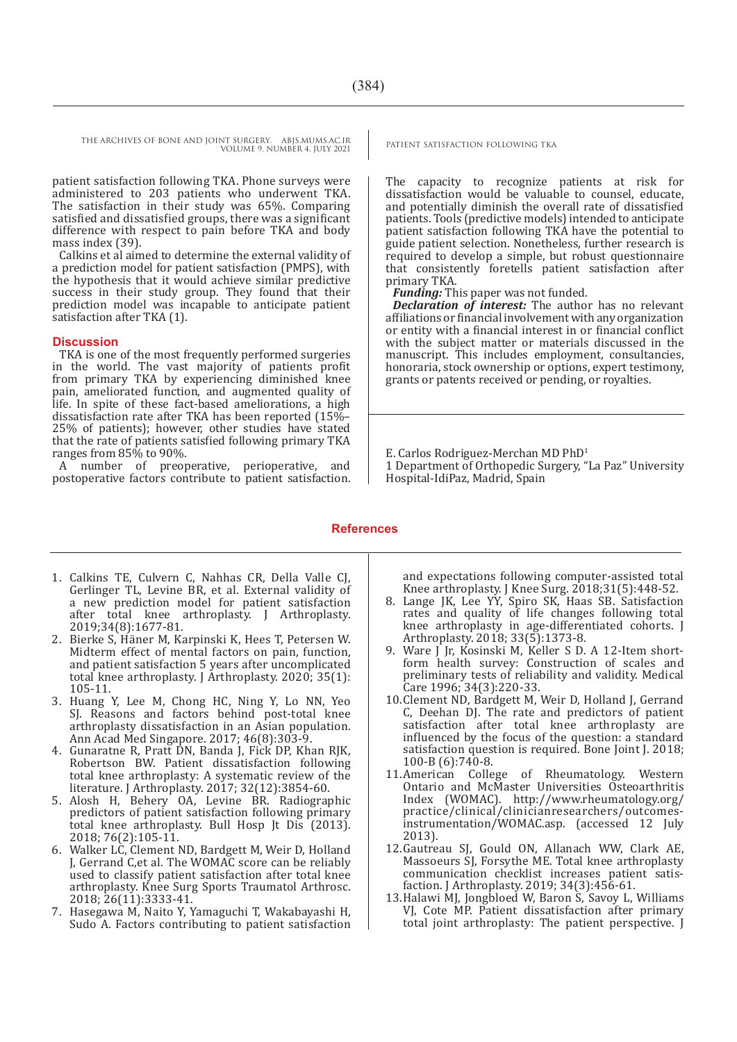patient satisfaction following TKA. Phone surveys were administered to 203 patients who underwent TKA. The satisfaction in their study was 65%. Comparing satisfied and dissatisfied groups, there was a significant difference with respect to pain before TKA and body mass index (39).

Calkins et al aimed to determine the external validity of a prediction model for patient satisfaction (PMPS), with the hypothesis that it would achieve similar predictive success in their study group. They found that their prediction model was incapable to anticipate patient satisfaction after TKA (1).

## Discussion

TKA is one of the most frequently performed surgeries in the world. The vast majority of patients profit from primary TKA by experiencing diminished knee pain, ameliorated function, and augmented quality of life. In spite of these fact-based ameliorations, a high dissatisfaction rate after TKA has been reported (15%–25% of patients); however, other studies have stated that the rate of patients satisfied following primary TKA ranges from 85% to 90%.

A number of preoperative, perioperative, and postoperative factors contribute to patient satisfaction. The capacity to recognize patients at risk for dissatisfaction would be valuable to counsel, educate, and potentially diminish the overall rate of dissatisfied patients. Tools (predictive models) intended to anticipate patient satisfaction following TKA have the potential to guide patient selection. Nonetheless, further research is required to develop a simple, but robust questionnaire that consistently foretells patient satisfaction after primary TKA.

***Funding:*** This paper was not funded.

***Declaration of interest:*** The author has no relevant affiliations or financial involvement with any organization or entity with a financial interest in or financial conflict with the subject matter or materials discussed in the manuscript. This includes employment, consultancies, honoraria, stock ownership or options, expert testimony, grants or patents received or pending, or royalties.

E. Carlos Rodriguez-Merchan MD PhD[1]

1 Department of Orthopedic Surgery, "La Paz" University Hospital-IdiPaz, Madrid, Spain

## References

1. Calkins TE, Culvern C, Nahhas CR, Della Valle CJ, Gerlinger TL, Levine BR, et al. External validity of a new prediction model for patient satisfaction after total knee arthroplasty. J Arthroplasty. 2019;34(8):1677-81.
2. Bierke S, Häner M, Karpinski K, Hees T, Petersen W. Midterm effect of mental factors on pain, function, and patient satisfaction 5 years after uncomplicated total knee arthroplasty. J Arthroplasty. 2020; 35(1): 105-11.
3. Huang Y, Lee M, Chong HC, Ning Y, Lo NN, Yeo SJ. Reasons and factors behind post-total knee arthroplasty dissatisfaction in an Asian population. Ann Acad Med Singapore. 2017; 46(8):303-9.
4. Gunaratne R, Pratt DN, Banda J, Fick DP, Khan RJK, Robertson BW. Patient dissatisfaction following total knee arthroplasty: A systematic review of the literature. J Arthroplasty. 2017; 32(12):3854-60.
5. Alosh H, Behery OA, Levine BR. Radiographic predictors of patient satisfaction following primary total knee arthroplasty. Bull Hosp Jt Dis (2013). 2018; 76(2):105-11.
6. Walker LC, Clement ND, Bardgett M, Weir D, Holland J, Gerrand C,et al. The WOMAC score can be reliably used to classify patient satisfaction after total knee arthroplasty. Knee Surg Sports Traumatol Arthrosc. 2018; 26(11):3333-41.
7. Hasegawa M, Naito Y, Yamaguchi T, Wakabayashi H, Sudo A. Factors contributing to patient satisfaction and expectations following computer-assisted total Knee arthroplasty. J Knee Surg. 2018;31(5):448-52.
8. Lange JK, Lee YY, Spiro SK, Haas SB. Satisfaction rates and quality of life changes following total knee arthroplasty in age-differentiated cohorts. J Arthroplasty. 2018; 33(5):1373-8.
9. Ware J Jr, Kosinski M, Keller S D. A 12-Item short-form health survey: Construction of scales and preliminary tests of reliability and validity. Medical Care 1996; 34(3):220-33.
10. Clement ND, Bardgett M, Weir D, Holland J, Gerrand C, Deehan DJ. The rate and predictors of patient satisfaction after total knee arthroplasty are influenced by the focus of the question: a standard satisfaction question is required. Bone Joint J. 2018; 100-B (6):740-8.
11. American College of Rheumatology. Western Ontario and McMaster Universities Osteoarthritis Index (WOMAC). http://www.rheumatology.org/practice/clinical/clinicianresearchers/outcomes-instrumentation/WOMAC.asp. (accessed 12 July 2013).
12. Gautreau SJ, Gould ON, Allanach WW, Clark AE, Massoeurs SJ, Forsythe ME. Total knee arthroplasty communication checklist increases patient satisfaction. J Arthroplasty. 2019; 34(3):456-61.
13. Halawi MJ, Jongbloed W, Baron S, Savoy L, Williams VJ, Cote MP. Patient dissatisfaction after primary total joint arthroplasty: The patient perspective. J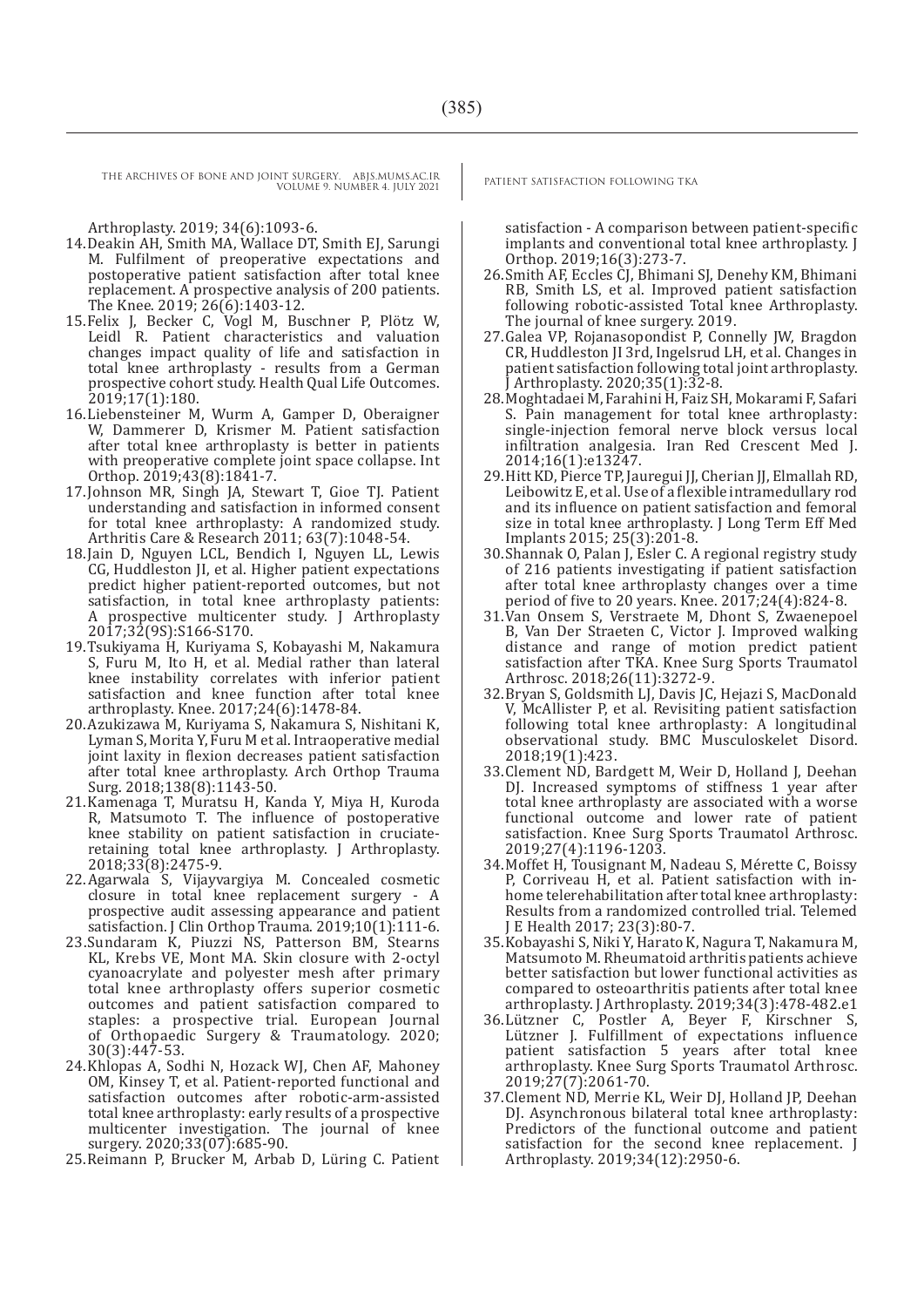Arthroplasty. 2019; 34(6):1093-6.

14. Deakin AH, Smith MA, Wallace DT, Smith EJ, Sarungi M. Fulfilment of preoperative expectations and postoperative patient satisfaction after total knee replacement. A prospective analysis of 200 patients. The Knee. 2019; 26(6):1403-12.
15. Felix J, Becker C, Vogl M, Buschner P, Plötz W, Leidl R. Patient characteristics and valuation changes impact quality of life and satisfaction in total knee arthroplasty - results from a German prospective cohort study. Health Qual Life Outcomes. 2019;17(1):180.
16. Liebensteiner M, Wurm A, Gamper D, Oberaigner W, Dammerer D, Krismer M. Patient satisfaction after total knee arthroplasty is better in patients with preoperative complete joint space collapse. Int Orthop. 2019;43(8):1841-7.
17. Johnson MR, Singh JA, Stewart T, Gioe TJ. Patient understanding and satisfaction in informed consent for total knee arthroplasty: A randomized study. Arthritis Care & Research 2011; 63(7):1048-54.
18. Jain D, Nguyen LCL, Bendich I, Nguyen LL, Lewis CG, Huddleston JI, et al. Higher patient expectations predict higher patient-reported outcomes, but not satisfaction, in total knee arthroplasty patients: A prospective multicenter study. J Arthroplasty 2017;32(9S):S166-S170.
19. Tsukiyama H, Kuriyama S, Kobayashi M, Nakamura S, Furu M, Ito H, et al. Medial rather than lateral knee instability correlates with inferior patient satisfaction and knee function after total knee arthroplasty. Knee. 2017;24(6):1478-84.
20. Azukizawa M, Kuriyama S, Nakamura S, Nishitani K, Lyman S, Morita Y, Furu M et al. Intraoperative medial joint laxity in flexion decreases patient satisfaction after total knee arthroplasty. Arch Orthop Trauma Surg. 2018;138(8):1143-50.
21. Kamenaga T, Muratsu H, Kanda Y, Miya H, Kuroda R, Matsumoto T. The influence of postoperative knee stability on patient satisfaction in cruciate-retaining total knee arthroplasty. J Arthroplasty. 2018;33(8):2475-9.
22. Agarwala S, Vijayvargiya M. Concealed cosmetic closure in total knee replacement surgery - A prospective audit assessing appearance and patient satisfaction. J Clin Orthop Trauma. 2019;10(1):111-6.
23. Sundaram K, Piuzzi NS, Patterson BM, Stearns KL, Krebs VE, Mont MA. Skin closure with 2-octyl cyanoacrylate and polyester mesh after primary total knee arthroplasty offers superior cosmetic outcomes and patient satisfaction compared to staples: a prospective trial. European Journal of Orthopaedic Surgery & Traumatology. 2020; 30(3):447-53.
24. Khlopas A, Sodhi N, Hozack WJ, Chen AF, Mahoney OM, Kinsey T, et al. Patient-reported functional and satisfaction outcomes after robotic-arm-assisted total knee arthroplasty: early results of a prospective multicenter investigation. The journal of knee surgery. 2020;33(07):685-90.
25. Reimann P, Brucker M, Arbab D, Lüring C. Patient satisfaction - A comparison between patient-specific implants and conventional total knee arthroplasty. J Orthop. 2019;16(3):273-7.
26. Smith AF, Eccles CJ, Bhimani SJ, Denehy KM, Bhimani RB, Smith LS, et al. Improved patient satisfaction following robotic-assisted Total knee Arthroplasty. The journal of knee surgery. 2019.
27. Galea VP, Rojanasopondist P, Connelly JW, Bragdon CR, Huddleston JI 3rd, Ingelsrud LH, et al. Changes in patient satisfaction following total joint arthroplasty. J Arthroplasty. 2020;35(1):32-8.
28. Moghtadaei M, Farahini H, Faiz SH, Mokarami F, Safari S. Pain management for total knee arthroplasty: single-injection femoral nerve block versus local infiltration analgesia. Iran Red Crescent Med J. 2014;16(1):e13247.
29. Hitt KD, Pierce TP, Jauregui JJ, Cherian JJ, Elmallah RD, Leibowitz E, et al. Use of a flexible intramedullary rod and its influence on patient satisfaction and femoral size in total knee arthroplasty. J Long Term Eff Med Implants 2015; 25(3):201-8.
30. Shannak O, Palan J, Esler C. A regional registry study of 216 patients investigating if patient satisfaction after total knee arthroplasty changes over a time period of five to 20 years. Knee. 2017;24(4):824-8.
31. Van Onsem S, Verstraete M, Dhont S, Zwaenepoel B, Van Der Straeten C, Victor J. Improved walking distance and range of motion predict patient satisfaction after TKA. Knee Surg Sports Traumatol Arthrosc. 2018;26(11):3272-9.
32. Bryan S, Goldsmith LJ, Davis JC, Hejazi S, MacDonald V, McAllister P, et al. Revisiting patient satisfaction following total knee arthroplasty: A longitudinal observational study. BMC Musculoskelet Disord. 2018;19(1):423.
33. Clement ND, Bardgett M, Weir D, Holland J, Deehan DJ. Increased symptoms of stiffness 1 year after total knee arthroplasty are associated with a worse functional outcome and lower rate of patient satisfaction. Knee Surg Sports Traumatol Arthrosc. 2019;27(4):1196-1203.
34. Moffet H, Tousignant M, Nadeau S, Mérette C, Boissy P, Corriveau H, et al. Patient satisfaction with in-home telerehabilitation after total knee arthroplasty: Results from a randomized controlled trial. Telemed J E Health 2017; 23(3):80-7.
35. Kobayashi S, Niki Y, Harato K, Nagura T, Nakamura M, Matsumoto M. Rheumatoid arthritis patients achieve better satisfaction but lower functional activities as compared to osteoarthritis patients after total knee arthroplasty. J Arthroplasty. 2019;34(3):478-482.e1
36. Lützner C, Postler A, Beyer F, Kirschner S, Lützner J. Fulfillment of expectations influence patient satisfaction 5 years after total knee arthroplasty. Knee Surg Sports Traumatol Arthrosc. 2019;27(7):2061-70.
37. Clement ND, Merrie KL, Weir DJ, Holland JP, Deehan DJ. Asynchronous bilateral total knee arthroplasty: Predictors of the functional outcome and patient satisfaction for the second knee replacement. J Arthroplasty. 2019;34(12):2950-6.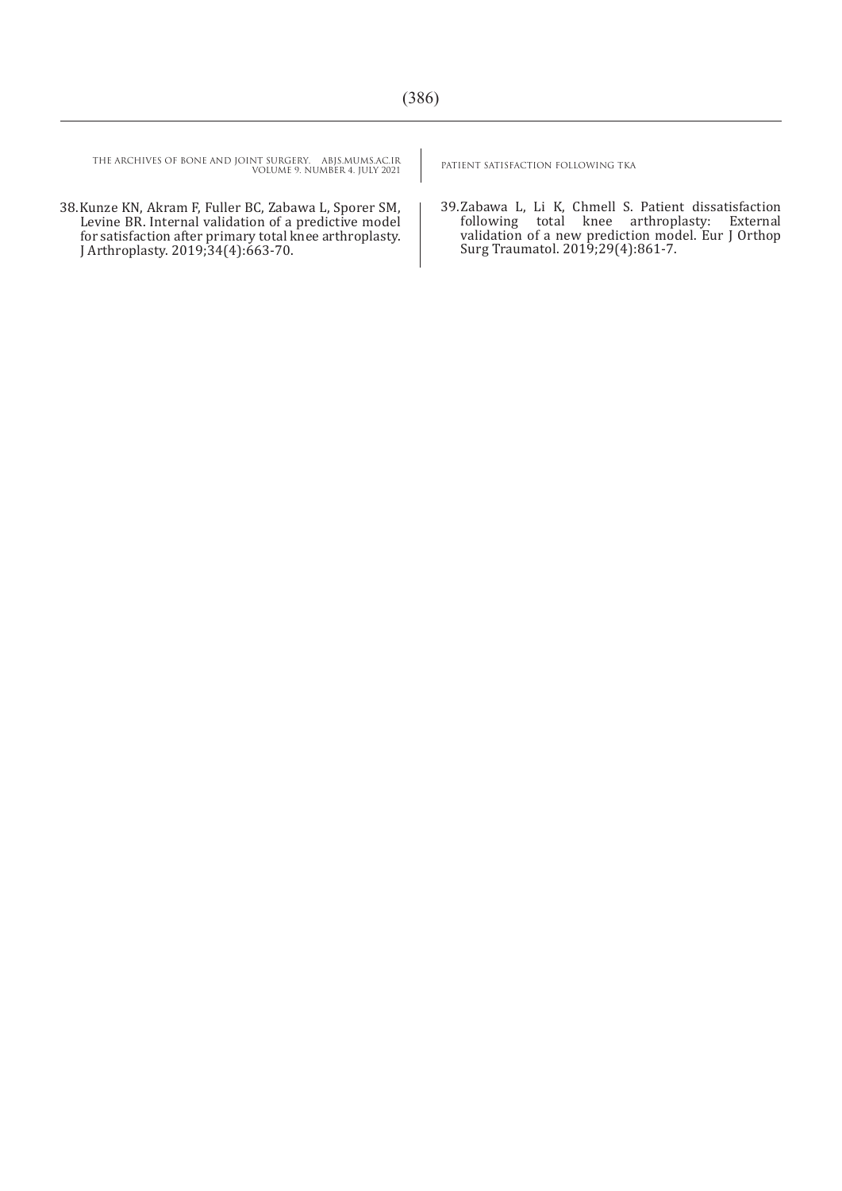38. Kunze KN, Akram F, Fuller BC, Zabawa L, Sporer SM, Levine BR. Internal validation of a predictive model for satisfaction after primary total knee arthroplasty. J Arthroplasty. 2019;34(4):663-70.

39. Zabawa L, Li K, Chmell S. Patient dissatisfaction following total knee arthroplasty: External validation of a new prediction model. Eur J Orthop Surg Traumatol. 2019;29(4):861-7.